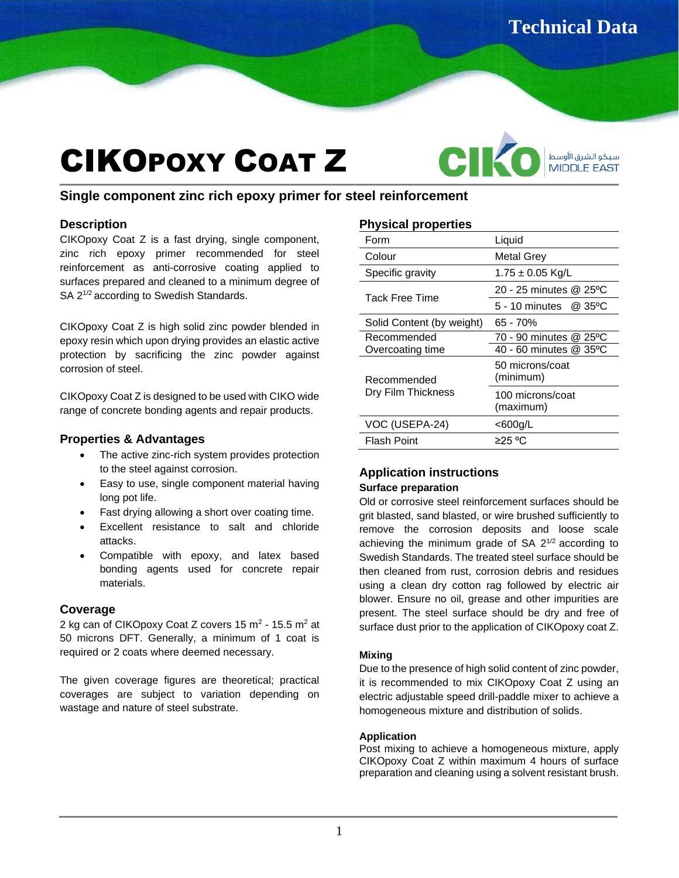# CIKOPOXY COAT Z

## Single component zinc rich epoxy primer for steel reinforcement

### Description

CIKOpoxy Coat Z is a fast drying, single component, zinc rich epoxy primer recommended for steel reinforcement as anti-corrosive coating applied to surfaces prepared and cleaned to a minimum degree of SA $2^{1/2}$ according to Swedish Standards.

CIKOpoxy Coat Z is high solid zinc powder blended in epoxy resin which upon drying provides an elastic active protection by sacrificing the zinc powder against corrosion of steel.

CIKOpoxy Coat Z is designed to be used with CIKO wide range of concrete bonding agents and repair products.

### Properties & Advantages

- The active zinc-rich system provides protection to the steel against corrosion.
- Easy to use, single component material having long pot life.
- Fast drying allowing a short over coating time.
- Excellent resistance to salt and chloride attacks.
- Compatible with epoxy, and latex based bonding agents used for concrete repair materials.

### Coverage

2 kg can of CIKOpoxy Coat Z covers 15 $m^2$ - 15.5 $m^2$ at 50 microns DFT. Generally, a minimum of 1 coat is required or 2 coats where deemed necessary.

The given coverage figures are theoretical; practical coverages are subject to variation depending on wastage and nature of steel substrate.

### Physical properties

| Property | Value |
|---|---|
| Form | Liquid |
| Colour | Metal Grey |
| Specific gravity | 1.75 ± 0.05 Kg/L |
| Tack Free Time | 20 - 25 minutes @ 25ºC |
| | 5 - 10 minutes @ 35ºC |
| Solid Content (by weight) | 65 - 70% |
| Recommended Overcoating time | 70 - 90 minutes @ 25ºC |
| | 40 - 60 minutes @ 35ºC |
| Recommended Dry Film Thickness | 50 microns/coat (minimum) |
| | 100 microns/coat (maximum) |
| VOC (USEPA-24) | <600g/L |
| Flash Point | ≥25 ºC |

### Application instructions

**Surface preparation**

Old or corrosive steel reinforcement surfaces should be grit blasted, sand blasted, or wire brushed sufficiently to remove the corrosion deposits and loose scale achieving the minimum grade of SA $2^{1/2}$ according to Swedish Standards. The treated steel surface should be then cleaned from rust, corrosion debris and residues using a clean dry cotton rag followed by electric air blower. Ensure no oil, grease and other impurities are present. The steel surface should be dry and free of surface dust prior to the application of CIKOpoxy coat Z.

**Mixing**

Due to the presence of high solid content of zinc powder, it is recommended to mix CIKOpoxy Coat Z using an electric adjustable speed drill-paddle mixer to achieve a homogeneous mixture and distribution of solids.

**Application**

Post mixing to achieve a homogeneous mixture, apply CIKOpoxy Coat Z within maximum 4 hours of surface preparation and cleaning using a solvent resistant brush.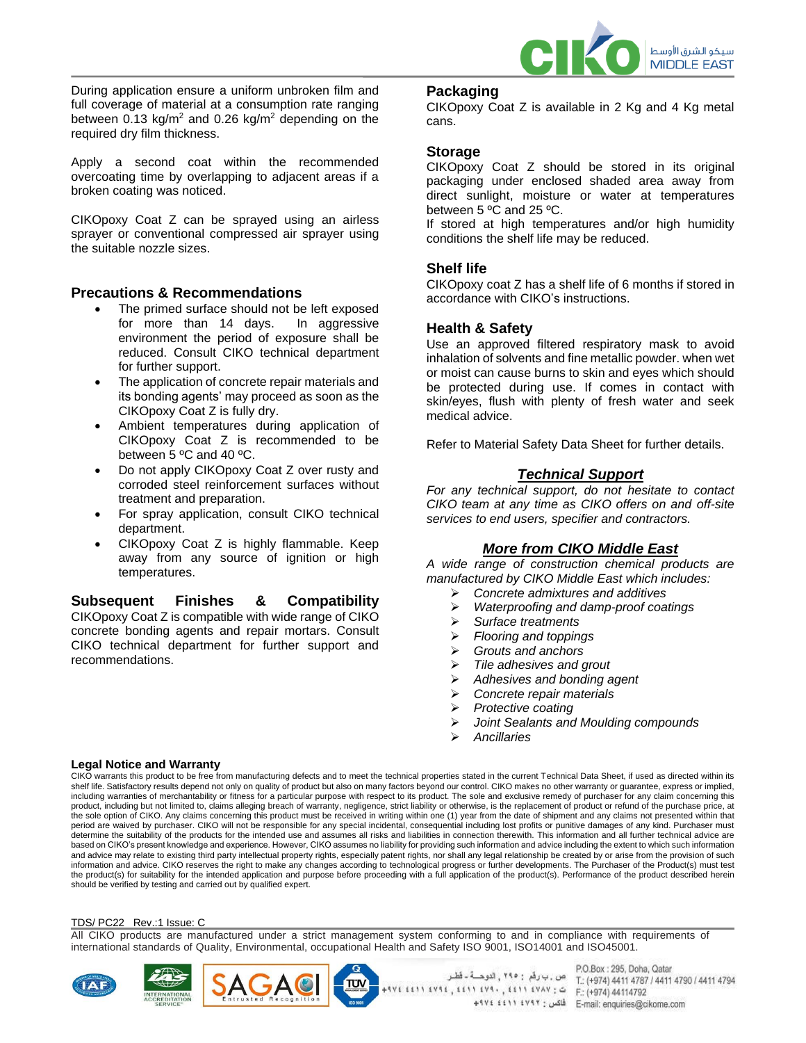During application ensure a uniform unbroken film and full coverage of material at a consumption rate ranging between 0.13 kg/m$^2$ and 0.26 kg/m$^2$ depending on the required dry film thickness.

Apply a second coat within the recommended overcoating time by overlapping to adjacent areas if a broken coating was noticed.

CIKOpoxy Coat Z can be sprayed using an airless sprayer or conventional compressed air sprayer using the suitable nozzle sizes.

## Precautions & Recommendations

- The primed surface should not be left exposed for more than 14 days. In aggressive environment the period of exposure shall be reduced. Consult CIKO technical department for further support.
- The application of concrete repair materials and its bonding agents' may proceed as soon as the CIKOpoxy Coat Z is fully dry.
- Ambient temperatures during application of CIKOpoxy Coat Z is recommended to be between 5 ºC and 40 ºC.
- Do not apply CIKOpoxy Coat Z over rusty and corroded steel reinforcement surfaces without treatment and preparation.
- For spray application, consult CIKO technical department.
- CIKOpoxy Coat Z is highly flammable. Keep away from any source of ignition or high temperatures.

## Subsequent Finishes & Compatibility

CIKOpoxy Coat Z is compatible with wide range of CIKO concrete bonding agents and repair mortars. Consult CIKO technical department for further support and recommendations.

## Packaging

CIKOpoxy Coat Z is available in 2 Kg and 4 Kg metal cans.

## Storage

CIKOpoxy Coat Z should be stored in its original packaging under enclosed shaded area away from direct sunlight, moisture or water at temperatures between 5 ºC and 25 ºC.
If stored at high temperatures and/or high humidity conditions the shelf life may be reduced.

## Shelf life

CIKOpoxy coat Z has a shelf life of 6 months if stored in accordance with CIKO's instructions.

## Health & Safety

Use an approved filtered respiratory mask to avoid inhalation of solvents and fine metallic powder. when wet or moist can cause burns to skin and eyes which should be protected during use. If comes in contact with skin/eyes, flush with plenty of fresh water and seek medical advice.

Refer to Material Safety Data Sheet for further details.

## *Technical Support*

*For any technical support, do not hesitate to contact CIKO team at any time as CIKO offers on and off-site services to end users, specifier and contractors.*

## *More from CIKO Middle East*

*A wide range of construction chemical products are manufactured by CIKO Middle East which includes:*

- *Concrete admixtures and additives*
- *Waterproofing and damp-proof coatings*
- *Surface treatments*
- *Flooring and toppings*
- *Grouts and anchors*
- *Tile adhesives and grout*
- *Adhesives and bonding agent*
- *Concrete repair materials*
- *Protective coating*
- *Joint Sealants and Moulding compounds*
- *Ancillaries*

### Legal Notice and Warranty

CIKO warrants this product to be free from manufacturing defects and to meet the technical properties stated in the current Technical Data Sheet, if used as directed within its shelf life. Satisfactory results depend not only on quality of product but also on many factors beyond our control. CIKO makes no other warranty or guarantee, express or implied, including warranties of merchantability or fitness for a particular purpose with respect to its product. The sole and exclusive remedy of purchaser for any claim concerning this product, including but not limited to, claims alleging breach of warranty, negligence, strict liability or otherwise, is the replacement of product or refund of the purchase price, at the sole option of CIKO. Any claims concerning this product must be received in writing within one (1) year from the date of shipment and any claims not presented within that period are waived by purchaser. CIKO will not be responsible for any special incidental, consequential including lost profits or punitive damages of any kind. Purchaser must determine the suitability of the products for the intended use and assumes all risks and liabilities in connection therewith. This information and all further technical advice are based on CIKO's present knowledge and experience. However, CIKO assumes no liability for providing such information and advice including the extent to which such information and advice may relate to existing third party intellectual property rights, especially patent rights, nor shall any legal relationship be created by or arise from the provision of such information and advice. CIKO reserves the right to make any changes according to technological progress or further developments. The Purchaser of the Product(s) must test the product(s) for suitability for the intended application and purpose before proceeding with a full application of the product(s). Performance of the product described herein should be verified by testing and carried out by qualified expert.

TDS/ PC22 Rev.:1 Issue: C

All CIKO products are manufactured under a strict management system conforming to and in compliance with requirements of international standards of Quality, Environmental, occupational Health and Safety ISO 9001, ISO14001 and ISO45001.

ص.ب رقم : ٢٩٥ , الدوحـة - قطر
ت : ٤٤١١٤٧٨٧ , ٤٤١١٤٧٩٠ , ٤٤١١٤٧٩٤ +٩٧٤
فاكس : ٤٤١١٤٧٩٢ +٩٧٤

P.O.Box : 295, Doha, Qatar
T.: (+974) 4411 4787 / 4411 4790 / 4411 4794
F.: (+974) 44114792
E-mail: enquiries@cikome.com